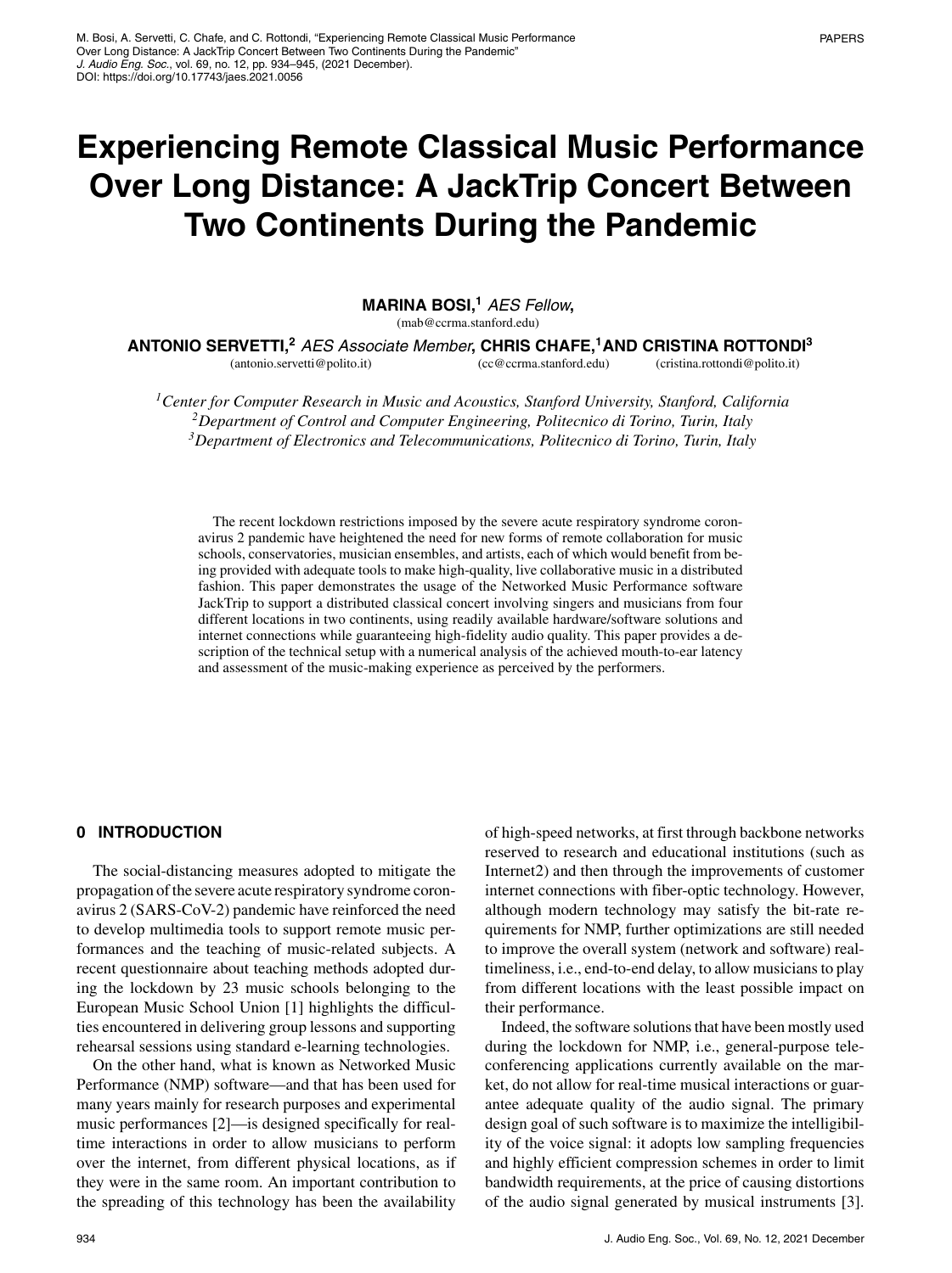# Experiencing Remote Classical Music Performance Over Long Distance: A JackTrip Concert Between Two Continents During the Pandemic

**MARINA BOSI,**[1] *AES Fellow*,
(mab@ccrma.stanford.edu)

**ANTONIO SERVETTI,**[2] *AES Associate Member*, **CHRIS CHAFE,**[1] **AND CRISTINA ROTTONDI**[3]
(antonio.servetti@polito.it) (cc@ccrma.stanford.edu) (cristina.rottondi@polito.it)

[1] *Center for Computer Research in Music and Acoustics, Stanford University, Stanford, California*
[2] *Department of Control and Computer Engineering, Politecnico di Torino, Turin, Italy*
[3] *Department of Electronics and Telecommunications, Politecnico di Torino, Turin, Italy*

The recent lockdown restrictions imposed by the severe acute respiratory syndrome coronavirus 2 pandemic have heightened the need for new forms of remote collaboration for music schools, conservatories, musician ensembles, and artists, each of which would benefit from being provided with adequate tools to make high-quality, live collaborative music in a distributed fashion. This paper demonstrates the usage of the Networked Music Performance software JackTrip to support a distributed classical concert involving singers and musicians from four different locations in two continents, using readily available hardware/software solutions and internet connections while guaranteeing high-fidelity audio quality. This paper provides a description of the technical setup with a numerical analysis of the achieved mouth-to-ear latency and assessment of the music-making experience as perceived by the performers.

## 0 INTRODUCTION

The social-distancing measures adopted to mitigate the propagation of the severe acute respiratory syndrome coronavirus 2 (SARS-CoV-2) pandemic have reinforced the need to develop multimedia tools to support remote music performances and the teaching of music-related subjects. A recent questionnaire about teaching methods adopted during the lockdown by 23 music schools belonging to the European Music School Union [1] highlights the difficulties encountered in delivering group lessons and supporting rehearsal sessions using standard e-learning technologies.

On the other hand, what is known as Networked Music Performance (NMP) software—and that has been used for many years mainly for research purposes and experimental music performances [2]—is designed specifically for real-time interactions in order to allow musicians to perform over the internet, from different physical locations, as if they were in the same room. An important contribution to the spreading of this technology has been the availability of high-speed networks, at first through backbone networks reserved to research and educational institutions (such as Internet2) and then through the improvements of customer internet connections with fiber-optic technology. However, although modern technology may satisfy the bit-rate requirements for NMP, further optimizations are still needed to improve the overall system (network and software) real-timeliness, i.e., end-to-end delay, to allow musicians to play from different locations with the least possible impact on their performance.

Indeed, the software solutions that have been mostly used during the lockdown for NMP, i.e., general-purpose teleconferencing applications currently available on the market, do not allow for real-time musical interactions or guarantee adequate quality of the audio signal. The primary design goal of such software is to maximize the intelligibility of the voice signal: it adopts low sampling frequencies and highly efficient compression schemes in order to limit bandwidth requirements, at the price of causing distortions of the audio signal generated by musical instruments [3].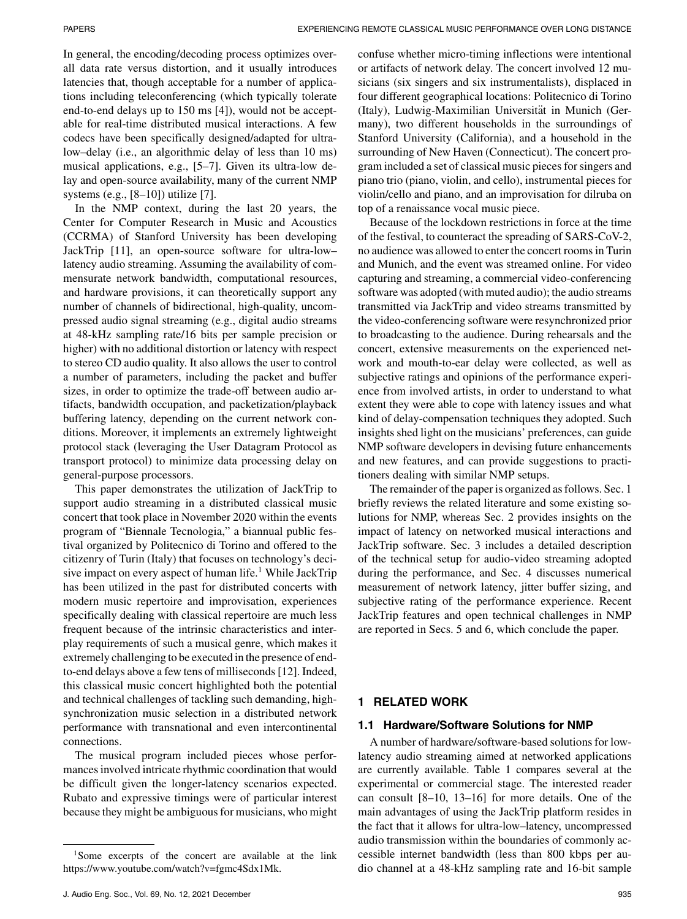In general, the encoding/decoding process optimizes overall data rate versus distortion, and it usually introduces latencies that, though acceptable for a number of applications including teleconferencing (which typically tolerate end-to-end delays up to 150 ms [4]), would not be acceptable for real-time distributed musical interactions. A few codecs have been specifically designed/adapted for ultra-low–delay (i.e., an algorithmic delay of less than 10 ms) musical applications, e.g., [5–7]. Given its ultra-low delay and open-source availability, many of the current NMP systems (e.g., [8–10]) utilize [7].

In the NMP context, during the last 20 years, the Center for Computer Research in Music and Acoustics (CCRMA) of Stanford University has been developing JackTrip [11], an open-source software for ultra-low–latency audio streaming. Assuming the availability of commensurate network bandwidth, computational resources, and hardware provisions, it can theoretically support any number of channels of bidirectional, high-quality, uncompressed audio signal streaming (e.g., digital audio streams at 48-kHz sampling rate/16 bits per sample precision or higher) with no additional distortion or latency with respect to stereo CD audio quality. It also allows the user to control a number of parameters, including the packet and buffer sizes, in order to optimize the trade-off between audio artifacts, bandwidth occupation, and packetization/playback buffering latency, depending on the current network conditions. Moreover, it implements an extremely lightweight protocol stack (leveraging the User Datagram Protocol as transport protocol) to minimize data processing delay on general-purpose processors.

This paper demonstrates the utilization of JackTrip to support audio streaming in a distributed classical music concert that took place in November 2020 within the events program of "Biennale Tecnologia," a biannual public festival organized by Politecnico di Torino and offered to the citizenry of Turin (Italy) that focuses on technology's decisive impact on every aspect of human life.[1] While JackTrip has been utilized in the past for distributed concerts with modern music repertoire and improvisation, experiences specifically dealing with classical repertoire are much less frequent because of the intrinsic characteristics and interplay requirements of such a musical genre, which makes it extremely challenging to be executed in the presence of end-to-end delays above a few tens of milliseconds [12]. Indeed, this classical music concert highlighted both the potential and technical challenges of tackling such demanding, high-synchronization music selection in a distributed network performance with transnational and even intercontinental connections.

The musical program included pieces whose performances involved intricate rhythmic coordination that would be difficult given the longer-latency scenarios expected. Rubato and expressive timings were of particular interest because they might be ambiguous for musicians, who might confuse whether micro-timing inflections were intentional or artifacts of network delay. The concert involved 12 musicians (six singers and six instrumentalists), displaced in four different geographical locations: Politecnico di Torino (Italy), Ludwig-Maximilian Universität in Munich (Germany), two different households in the surroundings of Stanford University (California), and a household in the surrounding of New Haven (Connecticut). The concert program included a set of classical music pieces for singers and piano trio (piano, violin, and cello), instrumental pieces for violin/cello and piano, and an improvisation for dilruba on top of a renaissance vocal music piece.

Because of the lockdown restrictions in force at the time of the festival, to counteract the spreading of SARS-CoV-2, no audience was allowed to enter the concert rooms in Turin and Munich, and the event was streamed online. For video capturing and streaming, a commercial video-conferencing software was adopted (with muted audio); the audio streams transmitted via JackTrip and video streams transmitted by the video-conferencing software were resynchronized prior to broadcasting to the audience. During rehearsals and the concert, extensive measurements on the experienced network and mouth-to-ear delay were collected, as well as subjective ratings and opinions of the performance experience from involved artists, in order to understand to what extent they were able to cope with latency issues and what kind of delay-compensation techniques they adopted. Such insights shed light on the musicians' preferences, can guide NMP software developers in devising future enhancements and new features, and can provide suggestions to practitioners dealing with similar NMP setups.

The remainder of the paper is organized as follows. Sec. 1 briefly reviews the related literature and some existing solutions for NMP, whereas Sec. 2 provides insights on the impact of latency on networked musical interactions and JackTrip software. Sec. 3 includes a detailed description of the technical setup for audio-video streaming adopted during the performance, and Sec. 4 discusses numerical measurement of network latency, jitter buffer sizing, and subjective rating of the performance experience. Recent JackTrip features and open technical challenges in NMP are reported in Secs. 5 and 6, which conclude the paper.

## 1 RELATED WORK

### 1.1 Hardware/Software Solutions for NMP

A number of hardware/software-based solutions for low-latency audio streaming aimed at networked applications are currently available. Table 1 compares several at the experimental or commercial stage. The interested reader can consult [8–10, 13–16] for more details. One of the main advantages of using the JackTrip platform resides in the fact that it allows for ultra-low–latency, uncompressed audio transmission within the boundaries of commonly accessible internet bandwidth (less than 800 kbps per audio channel at a 48-kHz sampling rate and 16-bit sample

[1] Some excerpts of the concert are available at the link https://www.youtube.com/watch?v=fgmc4Sdx1Mk.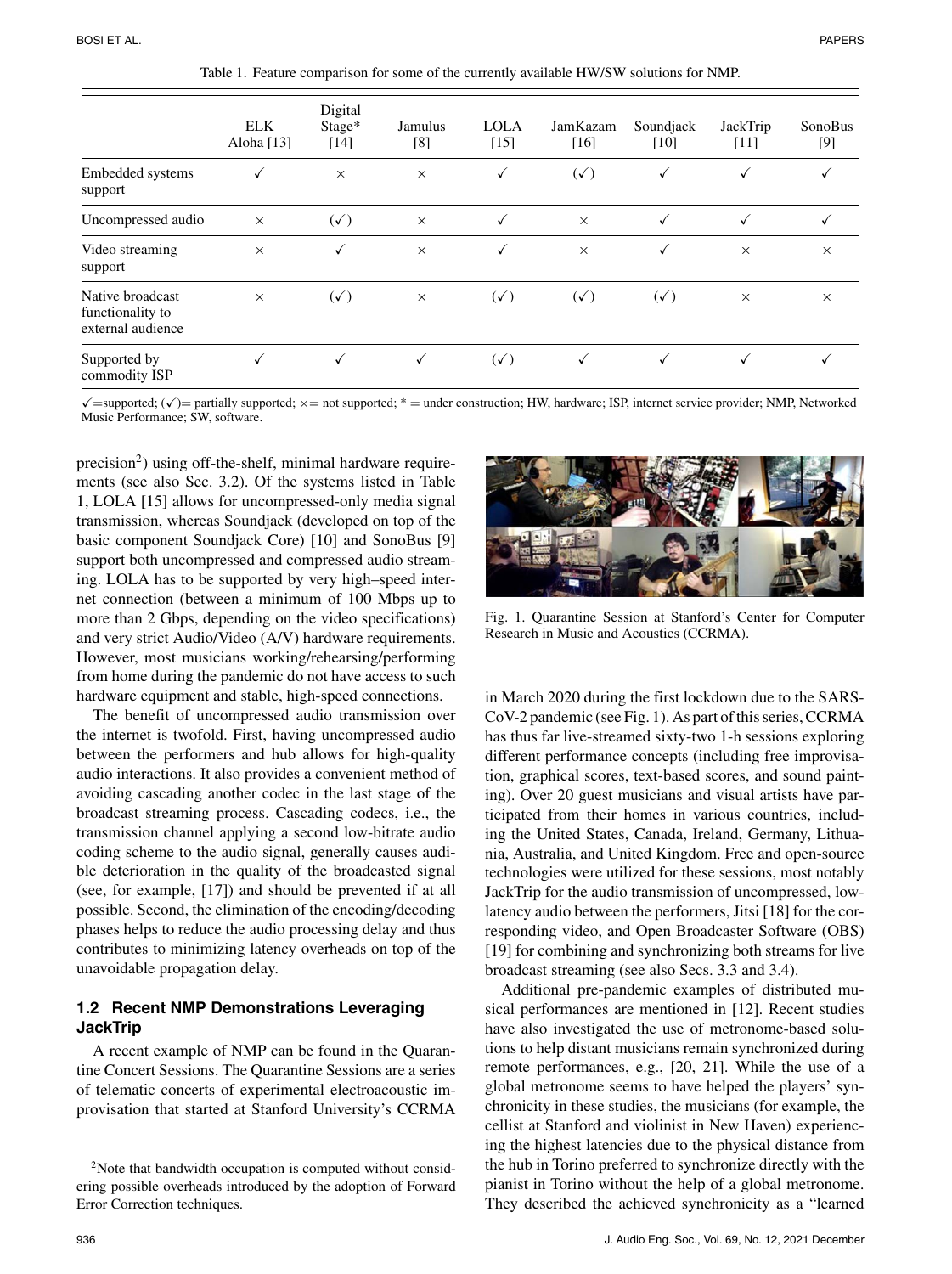Table 1. Feature comparison for some of the currently available HW/SW solutions for NMP.

| | ELK Aloha [13] | Digital Stage* [14] | Jamulus [8] | LOLA [15] | JamKazam [16] | Soundjack [10] | JackTrip [11] | SonoBus [9] |
|---|---|---|---|---|---|---|---|---|
| Embedded systems support | ✓ | × | × | ✓ | (✓) | ✓ | ✓ | ✓ |
| Uncompressed audio | × | (✓) | × | ✓ | × | ✓ | ✓ | ✓ |
| Video streaming support | × | ✓ | × | ✓ | × | ✓ | × | × |
| Native broadcast functionality to external audience | × | (✓) | × | (✓) | (✓) | (✓) | × | × |
| Supported by commodity ISP | ✓ | ✓ | ✓ | (✓) | ✓ | ✓ | ✓ | ✓ |

✓=supported; (✓)= partially supported; ×= not supported; * = under construction; HW, hardware; ISP, internet service provider; NMP, Networked Music Performance; SW, software.

precision[2]) using off-the-shelf, minimal hardware requirements (see also Sec. 3.2). Of the systems listed in Table 1, LOLA [15] allows for uncompressed-only media signal transmission, whereas Soundjack (developed on top of the basic component Soundjack Core) [10] and SonoBus [9] support both uncompressed and compressed audio streaming. LOLA has to be supported by very high–speed internet connection (between a minimum of 100 Mbps up to more than 2 Gbps, depending on the video specifications) and very strict Audio/Video (A/V) hardware requirements. However, most musicians working/rehearsing/performing from home during the pandemic do not have access to such hardware equipment and stable, high-speed connections.

The benefit of uncompressed audio transmission over the internet is twofold. First, having uncompressed audio between the performers and hub allows for high-quality audio interactions. It also provides a convenient method of avoiding cascading another codec in the last stage of the broadcast streaming process. Cascading codecs, i.e., the transmission channel applying a second low-bitrate audio coding scheme to the audio signal, generally causes audible deterioration in the quality of the broadcasted signal (see, for example, [17]) and should be prevented if at all possible. Second, the elimination of the encoding/decoding phases helps to reduce the audio processing delay and thus contributes to minimizing latency overheads on top of the unavoidable propagation delay.

### 1.2 Recent NMP Demonstrations Leveraging JackTrip

A recent example of NMP can be found in the Quarantine Concert Sessions. The Quarantine Sessions are a series of telematic concerts of experimental electroacoustic improvisation that started at Stanford University's CCRMA in March 2020 during the first lockdown due to the SARS-CoV-2 pandemic (see Fig. 1). As part of this series, CCRMA has thus far live-streamed sixty-two 1-h sessions exploring different performance concepts (including free improvisation, graphical scores, text-based scores, and sound painting). Over 20 guest musicians and visual artists have participated from their homes in various countries, including the United States, Canada, Ireland, Germany, Lithuania, Australia, and United Kingdom. Free and open-source technologies were utilized for these sessions, most notably JackTrip for the audio transmission of uncompressed, low-latency audio between the performers, Jitsi [18] for the corresponding video, and Open Broadcaster Software (OBS) [19] for combining and synchronizing both streams for live broadcast streaming (see also Secs. 3.3 and 3.4).

Fig. 1. Quarantine Session at Stanford's Center for Computer Research in Music and Acoustics (CCRMA).

Additional pre-pandemic examples of distributed musical performances are mentioned in [12]. Recent studies have also investigated the use of metronome-based solutions to help distant musicians remain synchronized during remote performances, e.g., [20, 21]. While the use of a global metronome seems to have helped the players' synchronicity in these studies, the musicians (for example, the cellist at Stanford and violinist in New Haven) experiencing the highest latencies due to the physical distance from the hub in Torino preferred to synchronize directly with the pianist in Torino without the help of a global metronome. They described the achieved synchronicity as a "learned

[2] Note that bandwidth occupation is computed without considering possible overheads introduced by the adoption of Forward Error Correction techniques.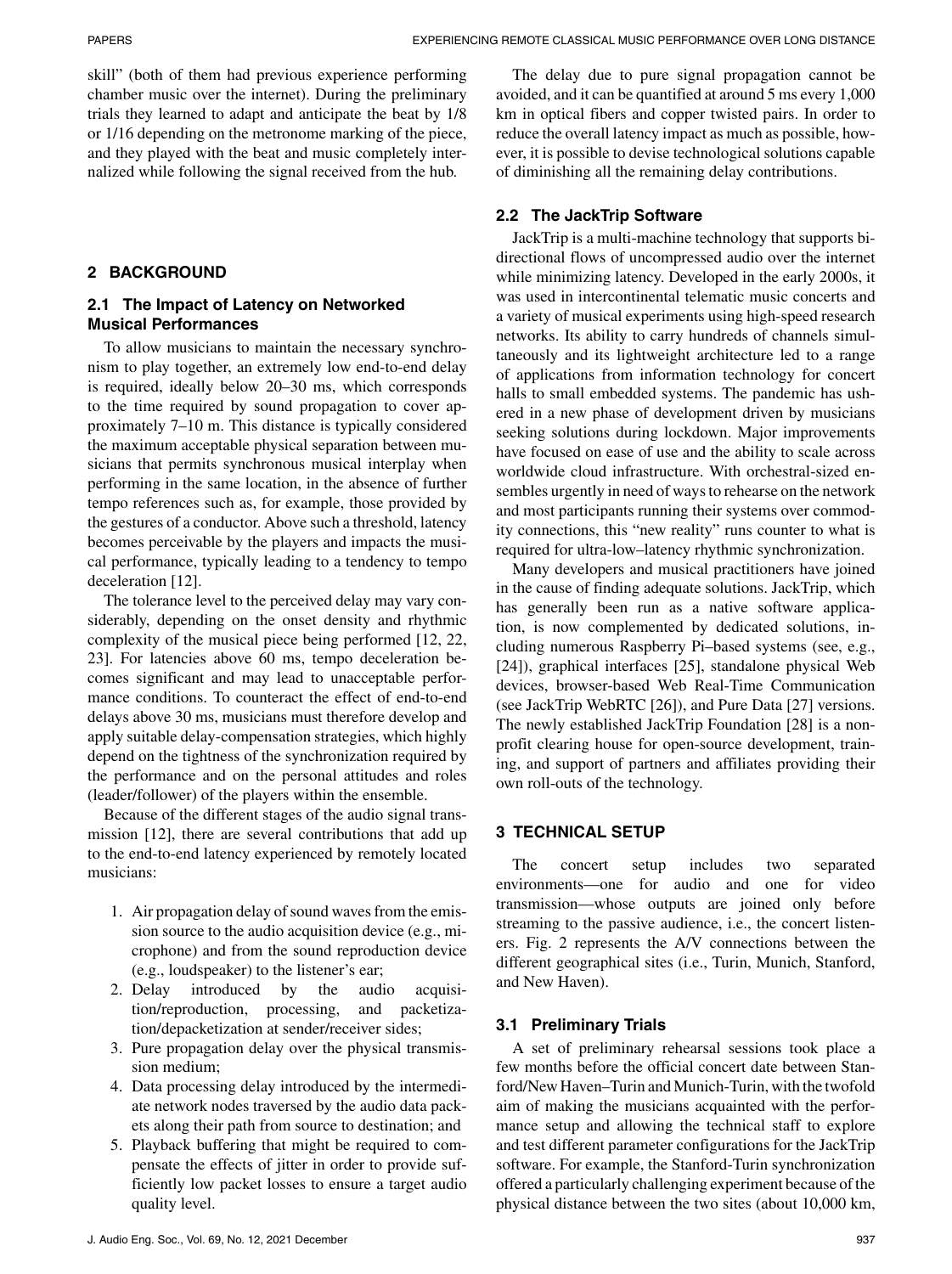skill" (both of them had previous experience performing chamber music over the internet). During the preliminary trials they learned to adapt and anticipate the beat by 1/8 or 1/16 depending on the metronome marking of the piece, and they played with the beat and music completely internalized while following the signal received from the hub.

## 2 BACKGROUND

### 2.1 The Impact of Latency on Networked Musical Performances

To allow musicians to maintain the necessary synchronism to play together, an extremely low end-to-end delay is required, ideally below 20–30 ms, which corresponds to the time required by sound propagation to cover approximately 7–10 m. This distance is typically considered the maximum acceptable physical separation between musicians that permits synchronous musical interplay when performing in the same location, in the absence of further tempo references such as, for example, those provided by the gestures of a conductor. Above such a threshold, latency becomes perceivable by the players and impacts the musical performance, typically leading to a tendency to tempo deceleration [12].

The tolerance level to the perceived delay may vary considerably, depending on the onset density and rhythmic complexity of the musical piece being performed [12, 22, 23]. For latencies above 60 ms, tempo deceleration becomes significant and may lead to unacceptable performance conditions. To counteract the effect of end-to-end delays above 30 ms, musicians must therefore develop and apply suitable delay-compensation strategies, which highly depend on the tightness of the synchronization required by the performance and on the personal attitudes and roles (leader/follower) of the players within the ensemble.

Because of the different stages of the audio signal transmission [12], there are several contributions that add up to the end-to-end latency experienced by remotely located musicians:

1. Air propagation delay of sound waves from the emission source to the audio acquisition device (e.g., microphone) and from the sound reproduction device (e.g., loudspeaker) to the listener's ear;
2. Delay introduced by the audio acquisition/reproduction, processing, and packetization/depacketization at sender/receiver sides;
3. Pure propagation delay over the physical transmission medium;
4. Data processing delay introduced by the intermediate network nodes traversed by the audio data packets along their path from source to destination; and
5. Playback buffering that might be required to compensate the effects of jitter in order to provide sufficiently low packet losses to ensure a target audio quality level.

The delay due to pure signal propagation cannot be avoided, and it can be quantified at around 5 ms every 1,000 km in optical fibers and copper twisted pairs. In order to reduce the overall latency impact as much as possible, however, it is possible to devise technological solutions capable of diminishing all the remaining delay contributions.

### 2.2 The JackTrip Software

JackTrip is a multi-machine technology that supports bidirectional flows of uncompressed audio over the internet while minimizing latency. Developed in the early 2000s, it was used in intercontinental telematic music concerts and a variety of musical experiments using high-speed research networks. Its ability to carry hundreds of channels simultaneously and its lightweight architecture led to a range of applications from information technology for concert halls to small embedded systems. The pandemic has ushered in a new phase of development driven by musicians seeking solutions during lockdown. Major improvements have focused on ease of use and the ability to scale across worldwide cloud infrastructure. With orchestral-sized ensembles urgently in need of ways to rehearse on the network and most participants running their systems over commodity connections, this "new reality" runs counter to what is required for ultra-low–latency rhythmic synchronization.

Many developers and musical practitioners have joined in the cause of finding adequate solutions. JackTrip, which has generally been run as a native software application, is now complemented by dedicated solutions, including numerous Raspberry Pi–based systems (see, e.g., [24]), graphical interfaces [25], standalone physical Web devices, browser-based Web Real-Time Communication (see JackTrip WebRTC [26]), and Pure Data [27] versions. The newly established JackTrip Foundation [28] is a nonprofit clearing house for open-source development, training, and support of partners and affiliates providing their own roll-outs of the technology.

## 3 TECHNICAL SETUP

The concert setup includes two separated environments—one for audio and one for video transmission—whose outputs are joined only before streaming to the passive audience, i.e., the concert listeners. Fig. 2 represents the A/V connections between the different geographical sites (i.e., Turin, Munich, Stanford, and New Haven).

### 3.1 Preliminary Trials

A set of preliminary rehearsal sessions took place a few months before the official concert date between Stanford/New Haven–Turin and Munich-Turin, with the twofold aim of making the musicians acquainted with the performance setup and allowing the technical staff to explore and test different parameter configurations for the JackTrip software. For example, the Stanford-Turin synchronization offered a particularly challenging experiment because of the physical distance between the two sites (about 10,000 km,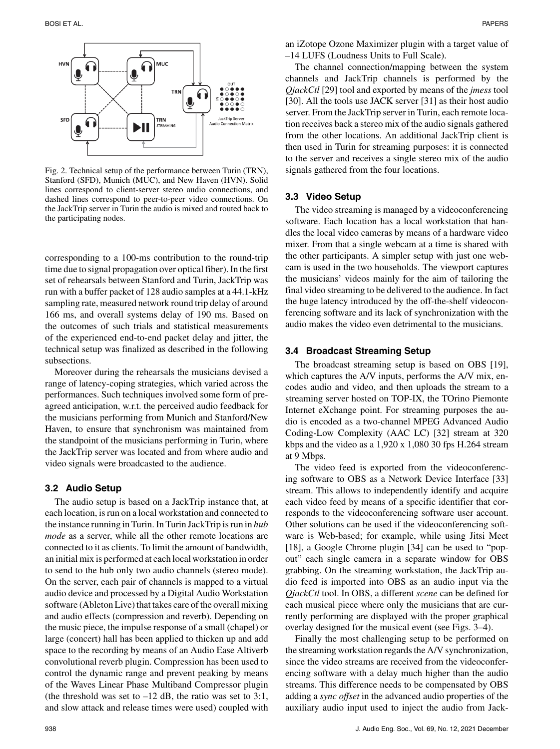Fig. 2. Technical setup of the performance between Turin (TRN), Stanford (SFD), Munich (MUC), and New Haven (HVN). Solid lines correspond to client-server stereo audio connections, and dashed lines correspond to peer-to-peer video connections. On the JackTrip server in Turin the audio is mixed and routed back to the participating nodes.

corresponding to a 100-ms contribution to the round-trip time due to signal propagation over optical fiber). In the first set of rehearsals between Stanford and Turin, JackTrip was run with a buffer packet of 128 audio samples at a 44.1-kHz sampling rate, measured network round trip delay of around 166 ms, and overall systems delay of 190 ms. Based on the outcomes of such trials and statistical measurements of the experienced end-to-end packet delay and jitter, the technical setup was finalized as described in the following subsections.

Moreover during the rehearsals the musicians devised a range of latency-coping strategies, which varied across the performances. Such techniques involved some form of pre-agreed anticipation, w.r.t. the perceived audio feedback for the musicians performing from Munich and Stanford/New Haven, to ensure that synchronism was maintained from the standpoint of the musicians performing in Turin, where the JackTrip server was located and from where audio and video signals were broadcasted to the audience.

### 3.2 Audio Setup

The audio setup is based on a JackTrip instance that, at each location, is run on a local workstation and connected to the instance running in Turin. In Turin JackTrip is run in *hub mode* as a server, while all the other remote locations are connected to it as clients. To limit the amount of bandwidth, an initial mix is performed at each local workstation in order to send to the hub only two audio channels (stereo mode). On the server, each pair of channels is mapped to a virtual audio device and processed by a Digital Audio Workstation software (Ableton Live) that takes care of the overall mixing and audio effects (compression and reverb). Depending on the music piece, the impulse response of a small (chapel) or large (concert) hall has been applied to thicken up and add space to the recording by means of an Audio Ease Altiverb convolutional reverb plugin. Compression has been used to control the dynamic range and prevent peaking by means of the Waves Linear Phase Multiband Compressor plugin (the threshold was set to –12 dB, the ratio was set to 3:1, and slow attack and release times were used) coupled with an iZotope Ozone Maximizer plugin with a target value of –14 LUFS (Loudness Units to Full Scale).

The channel connection/mapping between the system channels and JackTrip channels is performed by the *QjackCtl* [29] tool and exported by means of the *jmess* tool [30]. All the tools use JACK server [31] as their host audio server. From the JackTrip server in Turin, each remote location receives back a stereo mix of the audio signals gathered from the other locations. An additional JackTrip client is then used in Turin for streaming purposes: it is connected to the server and receives a single stereo mix of the audio signals gathered from the four locations.

### 3.3 Video Setup

The video streaming is managed by a videoconferencing software. Each location has a local workstation that handles the local video cameras by means of a hardware video mixer. From that a single webcam at a time is shared with the other participants. A simpler setup with just one webcam is used in the two households. The viewport captures the musicians' videos mainly for the aim of tailoring the final video streaming to be delivered to the audience. In fact the huge latency introduced by the off-the-shelf videoconferencing software and its lack of synchronization with the audio makes the video even detrimental to the musicians.

### 3.4 Broadcast Streaming Setup

The broadcast streaming setup is based on OBS [19], which captures the A/V inputs, performs the A/V mix, encodes audio and video, and then uploads the stream to a streaming server hosted on TOP-IX, the TOrino Piemonte Internet eXchange point. For streaming purposes the audio is encoded as a two-channel MPEG Advanced Audio Coding-Low Complexity (AAC LC) [32] stream at 320 kbps and the video as a 1,920 x 1,080 30 fps H.264 stream at 9 Mbps.

The video feed is exported from the videoconferencing software to OBS as a Network Device Interface [33] stream. This allows to independently identify and acquire each video feed by means of a specific identifier that corresponds to the videoconferencing software user account. Other solutions can be used if the videoconferencing software is Web-based; for example, while using Jitsi Meet [18], a Google Chrome plugin [34] can be used to "pop-out" each single camera in a separate window for OBS grabbing. On the streaming workstation, the JackTrip audio feed is imported into OBS as an audio input via the *QjackCtl* tool. In OBS, a different *scene* can be defined for each musical piece where only the musicians that are currently performing are displayed with the proper graphical overlay designed for the musical event (see Figs. 3–4).

Finally the most challenging setup to be performed on the streaming workstation regards the A/V synchronization, since the video streams are received from the videoconferencing software with a delay much higher than the audio streams. This difference needs to be compensated by OBS adding a *sync offset* in the advanced audio properties of the auxiliary audio input used to inject the audio from Jack-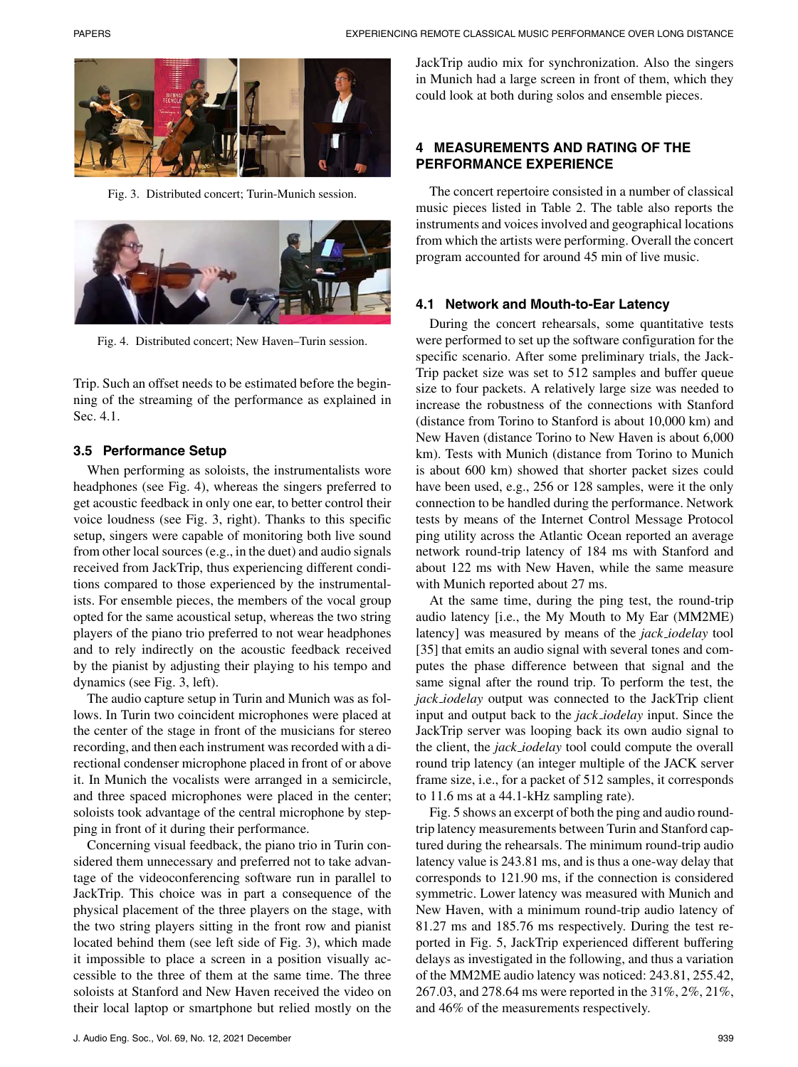Fig. 3. Distributed concert; Turin-Munich session.

Fig. 4. Distributed concert; New Haven–Turin session.

Trip. Such an offset needs to be estimated before the beginning of the streaming of the performance as explained in Sec. 4.1.

### 3.5 Performance Setup

When performing as soloists, the instrumentalists wore headphones (see Fig. 4), whereas the singers preferred to get acoustic feedback in only one ear, to better control their voice loudness (see Fig. 3, right). Thanks to this specific setup, singers were capable of monitoring both live sound from other local sources (e.g., in the duet) and audio signals received from JackTrip, thus experiencing different conditions compared to those experienced by the instrumentalists. For ensemble pieces, the members of the vocal group opted for the same acoustical setup, whereas the two string players of the piano trio preferred to not wear headphones and to rely indirectly on the acoustic feedback received by the pianist by adjusting their playing to his tempo and dynamics (see Fig. 3, left).

The audio capture setup in Turin and Munich was as follows. In Turin two coincident microphones were placed at the center of the stage in front of the musicians for stereo recording, and then each instrument was recorded with a directional condenser microphone placed in front of or above it. In Munich the vocalists were arranged in a semicircle, and three spaced microphones were placed in the center; soloists took advantage of the central microphone by stepping in front of it during their performance.

Concerning visual feedback, the piano trio in Turin considered them unnecessary and preferred not to take advantage of the videoconferencing software run in parallel to JackTrip. This choice was in part a consequence of the physical placement of the three players on the stage, with the two string players sitting in the front row and pianist located behind them (see left side of Fig. 3), which made it impossible to place a screen in a position visually accessible to the three of them at the same time. The three soloists at Stanford and New Haven received the video on their local laptop or smartphone but relied mostly on the JackTrip audio mix for synchronization. Also the singers in Munich had a large screen in front of them, which they could look at both during solos and ensemble pieces.

## 4 MEASUREMENTS AND RATING OF THE PERFORMANCE EXPERIENCE

The concert repertoire consisted in a number of classical music pieces listed in Table 2. The table also reports the instruments and voices involved and geographical locations from which the artists were performing. Overall the concert program accounted for around 45 min of live music.

### 4.1 Network and Mouth-to-Ear Latency

During the concert rehearsals, some quantitative tests were performed to set up the software configuration for the specific scenario. After some preliminary trials, the JackTrip packet size was set to 512 samples and buffer queue size to four packets. A relatively large size was needed to increase the robustness of the connections with Stanford (distance from Torino to Stanford is about 10,000 km) and New Haven (distance Torino to New Haven is about 6,000 km). Tests with Munich (distance from Torino to Munich is about 600 km) showed that shorter packet sizes could have been used, e.g., 256 or 128 samples, were it the only connection to be handled during the performance. Network tests by means of the Internet Control Message Protocol ping utility across the Atlantic Ocean reported an average network round-trip latency of 184 ms with Stanford and about 122 ms with New Haven, while the same measure with Munich reported about 27 ms.

At the same time, during the ping test, the round-trip audio latency [i.e., the My Mouth to My Ear (MM2ME) latency] was measured by means of the *jack_iodelay* tool [35] that emits an audio signal with several tones and computes the phase difference between that signal and the same signal after the round trip. To perform the test, the *jack_iodelay* output was connected to the JackTrip client input and output back to the *jack_iodelay* input. Since the JackTrip server was looping back its own audio signal to the client, the *jack_iodelay* tool could compute the overall round trip latency (an integer multiple of the JACK server frame size, i.e., for a packet of 512 samples, it corresponds to 11.6 ms at a 44.1-kHz sampling rate).

Fig. 5 shows an excerpt of both the ping and audio round-trip latency measurements between Turin and Stanford captured during the rehearsals. The minimum round-trip audio latency value is 243.81 ms, and is thus a one-way delay that corresponds to 121.90 ms, if the connection is considered symmetric. Lower latency was measured with Munich and New Haven, with a minimum round-trip audio latency of 81.27 ms and 185.76 ms respectively. During the test reported in Fig. 5, JackTrip experienced different buffering delays as investigated in the following, and thus a variation of the MM2ME audio latency was noticed: 243.81, 255.42, 267.03, and 278.64 ms were reported in the 31%, 2%, 21%, and 46% of the measurements respectively.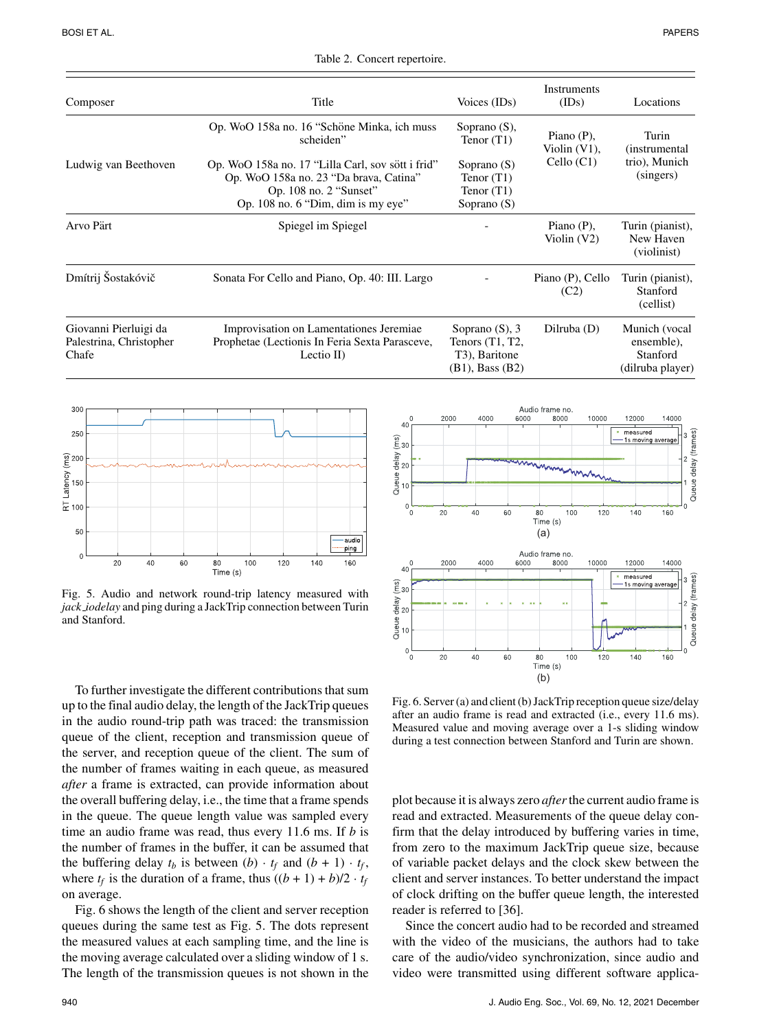Table 2. Concert repertoire.

| Composer | Title | Voices (IDs) | Instruments (IDs) | Locations |
|---|---|---|---|---|
| Ludwig van Beethoven | Op. WoO 158a no. 16 "Schöne Minka, ich muss scheiden" | Soprano (S), Tenor (T1) | Piano (P), Violin (V1), Cello (C1) | Turin (instrumental trio), Munich (singers) |
| | Op. WoO 158a no. 17 "Lilla Carl, sov sött i frid" | Soprano (S) | | |
| | Op. WoO 158a no. 23 "Da brava, Catina" | Tenor (T1) | | |
| | Op. 108 no. 2 "Sunset" | Tenor (T1) | | |
| | Op. 108 no. 6 "Dim, dim is my eye" | Soprano (S) | | |
| Arvo Pärt | Spiegel im Spiegel | - | Piano (P), Violin (V2) | Turin (pianist), New Haven (violinist) |
| Dmítrij Šostakóvič | Sonata For Cello and Piano, Op. 40: III. Largo | - | Piano (P), Cello (C2) | Turin (pianist), Stanford (cellist) |
| Giovanni Pierluigi da Palestrina, Christopher Chafe | Improvisation on Lamentationes Jeremiae Prophetae (Lectionis In Feria Sexta Parasceve, Lectio II) | Soprano (S), 3 Tenors (T1, T2, T3), Baritone (B1), Bass (B2) | Dilruba (D) | Munich (vocal ensemble), Stanford (dilruba player) |

Fig. 5. Audio and network round-trip latency measured with *jack_iodelay* and ping during a JackTrip connection between Turin and Stanford.

Fig. 6. Server (a) and client (b) JackTrip reception queue size/delay after an audio frame is read and extracted (i.e., every 11.6 ms). Measured value and moving average over a 1-s sliding window during a test connection between Stanford and Turin are shown.

To further investigate the different contributions that sum up to the final audio delay, the length of the JackTrip queues in the audio round-trip path was traced: the transmission queue of the client, reception and transmission queue of the server, and reception queue of the client. The sum of the number of frames waiting in each queue, as measured *after* a frame is extracted, can provide information about the overall buffering delay, i.e., the time that a frame spends in the queue. The queue length value was sampled every time an audio frame was read, thus every 11.6 ms. If $b$ is the number of frames in the buffer, it can be assumed that the buffering delay $t_b$ is between $(b) \cdot t_f$ and $(b + 1) \cdot t_f$, where $t_f$ is the duration of a frame, thus $((b + 1) + b)/2 \cdot t_f$ on average.

Fig. 6 shows the length of the client and server reception queues during the same test as Fig. 5. The dots represent the measured values at each sampling time, and the line is the moving average calculated over a sliding window of 1 s. The length of the transmission queues is not shown in the plot because it is always zero *after* the current audio frame is read and extracted. Measurements of the queue delay confirm that the delay introduced by buffering varies in time, from zero to the maximum JackTrip queue size, because of variable packet delays and the clock skew between the client and server instances. To better understand the impact of clock drifting on the buffer queue length, the interested reader is referred to [36].

Since the concert audio had to be recorded and streamed with the video of the musicians, the authors had to take care of the audio/video synchronization, since audio and video were transmitted using different software applica-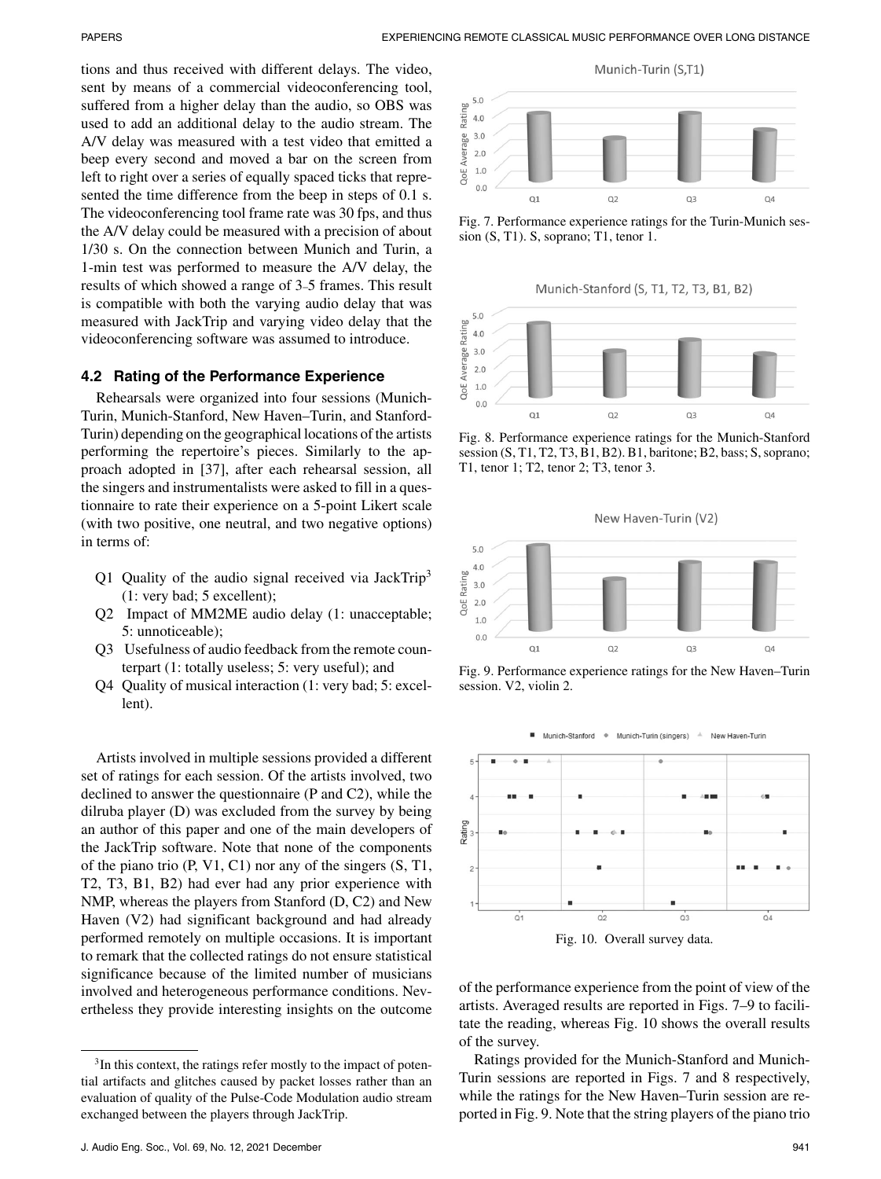tions and thus received with different delays. The video, sent by means of a commercial videoconferencing tool, suffered from a higher delay than the audio, so OBS was used to add an additional delay to the audio stream. The A/V delay was measured with a test video that emitted a beep every second and moved a bar on the screen from left to right over a series of equally spaced ticks that represented the time difference from the beep in steps of 0.1 s. The videoconferencing tool frame rate was 30 fps, and thus the A/V delay could be measured with a precision of about 1/30 s. On the connection between Munich and Turin, a 1-min test was performed to measure the A/V delay, the results of which showed a range of 3–5 frames. This result is compatible with both the varying audio delay that was measured with JackTrip and varying video delay that the videoconferencing software was assumed to introduce.

### 4.2 Rating of the Performance Experience

Rehearsals were organized into four sessions (Munich-Turin, Munich-Stanford, New Haven–Turin, and Stanford-Turin) depending on the geographical locations of the artists performing the repertoire's pieces. Similarly to the approach adopted in [37], after each rehearsal session, all the singers and instrumentalists were asked to fill in a questionnaire to rate their experience on a 5-point Likert scale (with two positive, one neutral, and two negative options) in terms of:

- Q1 Quality of the audio signal received via JackTrip[3] (1: very bad; 5 excellent);
- Q2 Impact of MM2ME audio delay (1: unacceptable; 5: unnoticeable);
- Q3 Usefulness of audio feedback from the remote counterpart (1: totally useless; 5: very useful); and
- Q4 Quality of musical interaction (1: very bad; 5: excellent).

Artists involved in multiple sessions provided a different set of ratings for each session. Of the artists involved, two declined to answer the questionnaire (P and C2), while the dilruba player (D) was excluded from the survey by being an author of this paper and one of the main developers of the JackTrip software. Note that none of the components of the piano trio (P, V1, C1) nor any of the singers (S, T1, T2, T3, B1, B2) had ever had any prior experience with NMP, whereas the players from Stanford (D, C2) and New Haven (V2) had significant background and had already performed remotely on multiple occasions. It is important to remark that the collected ratings do not ensure statistical significance because of the limited number of musicians involved and heterogeneous performance conditions. Nevertheless they provide interesting insights on the outcome of the performance experience from the point of view of the artists. Averaged results are reported in Figs. 7–9 to facilitate the reading, whereas Fig. 10 shows the overall results of the survey.

[3] In this context, the ratings refer mostly to the impact of potential artifacts and glitches caused by packet losses rather than an evaluation of quality of the Pulse-Code Modulation audio stream exchanged between the players through JackTrip.

Fig. 7. Performance experience ratings for the Turin-Munich session (S, T1). S, soprano; T1, tenor 1.

Fig. 8. Performance experience ratings for the Munich-Stanford session (S, T1, T2, T3, B1, B2). B1, baritone; B2, bass; S, soprano; T1, tenor 1; T2, tenor 2; T3, tenor 3.

Fig. 9. Performance experience ratings for the New Haven–Turin session. V2, violin 2.

Fig. 10. Overall survey data.

Ratings provided for the Munich-Stanford and Munich-Turin sessions are reported in Figs. 7 and 8 respectively, while the ratings for the New Haven–Turin session are reported in Fig. 9. Note that the string players of the piano trio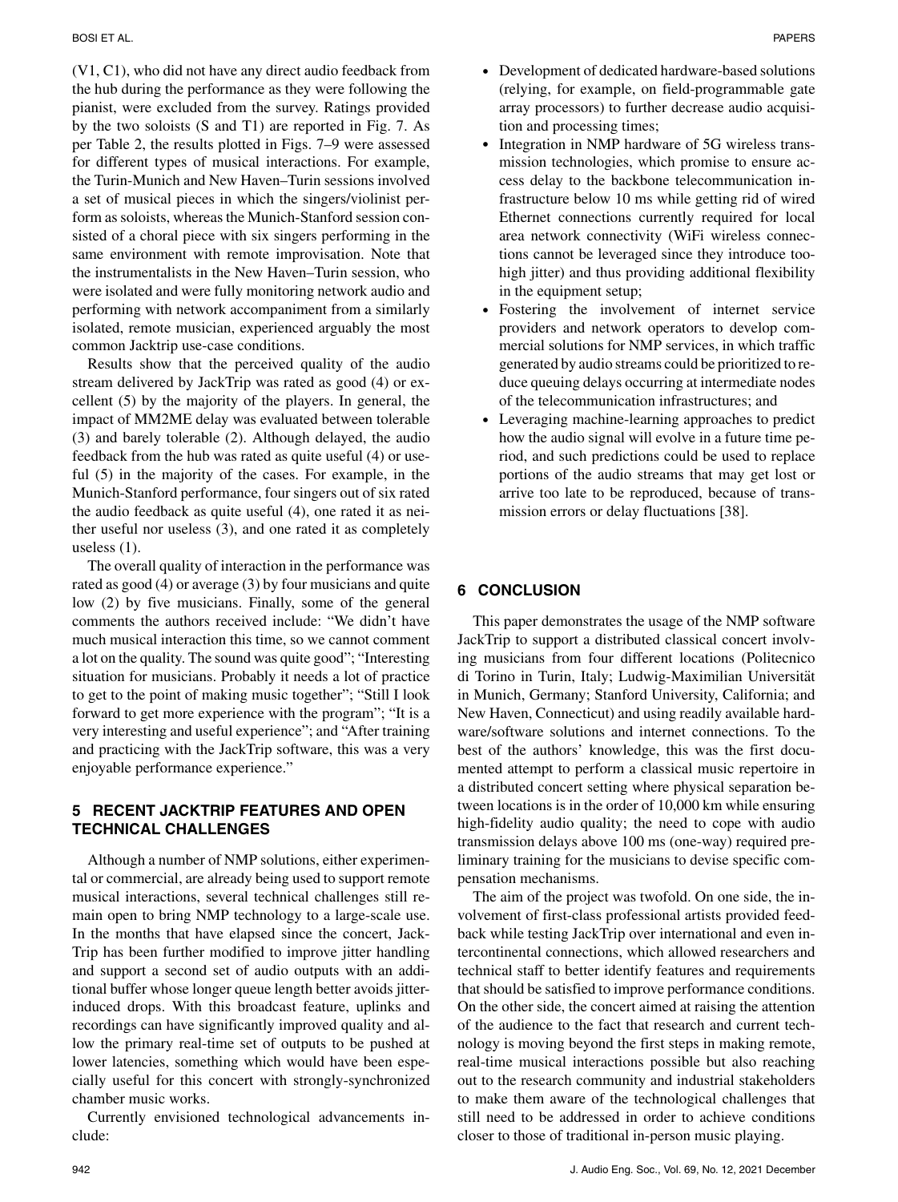(V1, C1), who did not have any direct audio feedback from the hub during the performance as they were following the pianist, were excluded from the survey. Ratings provided by the two soloists (S and T1) are reported in Fig. 7. As per Table 2, the results plotted in Figs. 7–9 were assessed for different types of musical interactions. For example, the Turin-Munich and New Haven–Turin sessions involved a set of musical pieces in which the singers/violinist perform as soloists, whereas the Munich-Stanford session consisted of a choral piece with six singers performing in the same environment with remote improvisation. Note that the instrumentalists in the New Haven–Turin session, who were isolated and were fully monitoring network audio and performing with network accompaniment from a similarly isolated, remote musician, experienced arguably the most common Jacktrip use-case conditions.

Results show that the perceived quality of the audio stream delivered by JackTrip was rated as good (4) or excellent (5) by the majority of the players. In general, the impact of MM2ME delay was evaluated between tolerable (3) and barely tolerable (2). Although delayed, the audio feedback from the hub was rated as quite useful (4) or useful (5) in the majority of the cases. For example, in the Munich-Stanford performance, four singers out of six rated the audio feedback as quite useful (4), one rated it as neither useful nor useless (3), and one rated it as completely useless (1).

The overall quality of interaction in the performance was rated as good (4) or average (3) by four musicians and quite low (2) by five musicians. Finally, some of the general comments the authors received include: "We didn't have much musical interaction this time, so we cannot comment a lot on the quality. The sound was quite good"; "Interesting situation for musicians. Probably it needs a lot of practice to get to the point of making music together"; "Still I look forward to get more experience with the program"; "It is a very interesting and useful experience"; and "After training and practicing with the JackTrip software, this was a very enjoyable performance experience."

## 5 RECENT JACKTRIP FEATURES AND OPEN TECHNICAL CHALLENGES

Although a number of NMP solutions, either experimental or commercial, are already being used to support remote musical interactions, several technical challenges still remain open to bring NMP technology to a large-scale use. In the months that have elapsed since the concert, JackTrip has been further modified to improve jitter handling and support a second set of audio outputs with an additional buffer whose longer queue length better avoids jitter-induced drops. With this broadcast feature, uplinks and recordings can have significantly improved quality and allow the primary real-time set of outputs to be pushed at lower latencies, something which would have been especially useful for this concert with strongly-synchronized chamber music works.

Currently envisioned technological advancements include:

- Development of dedicated hardware-based solutions (relying, for example, on field-programmable gate array processors) to further decrease audio acquisition and processing times;
- Integration in NMP hardware of 5G wireless transmission technologies, which promise to ensure access delay to the backbone telecommunication infrastructure below 10 ms while getting rid of wired Ethernet connections currently required for local area network connectivity (WiFi wireless connections cannot be leveraged since they introduce too-high jitter) and thus providing additional flexibility in the equipment setup;
- Fostering the involvement of internet service providers and network operators to develop commercial solutions for NMP services, in which traffic generated by audio streams could be prioritized to reduce queuing delays occurring at intermediate nodes of the telecommunication infrastructures; and
- Leveraging machine-learning approaches to predict how the audio signal will evolve in a future time period, and such predictions could be used to replace portions of the audio streams that may get lost or arrive too late to be reproduced, because of transmission errors or delay fluctuations [38].

## 6 CONCLUSION

This paper demonstrates the usage of the NMP software JackTrip to support a distributed classical concert involving musicians from four different locations (Politecnico di Torino in Turin, Italy; Ludwig-Maximilian Universität in Munich, Germany; Stanford University, California; and New Haven, Connecticut) and using readily available hardware/software solutions and internet connections. To the best of the authors' knowledge, this was the first documented attempt to perform a classical music repertoire in a distributed concert setting where physical separation between locations is in the order of 10,000 km while ensuring high-fidelity audio quality; the need to cope with audio transmission delays above 100 ms (one-way) required preliminary training for the musicians to devise specific compensation mechanisms.

The aim of the project was twofold. On one side, the involvement of first-class professional artists provided feedback while testing JackTrip over international and even intercontinental connections, which allowed researchers and technical staff to better identify features and requirements that should be satisfied to improve performance conditions. On the other side, the concert aimed at raising the attention of the audience to the fact that research and current technology is moving beyond the first steps in making remote, real-time musical interactions possible but also reaching out to the research community and industrial stakeholders to make them aware of the technological challenges that still need to be addressed in order to achieve conditions closer to those of traditional in-person music playing.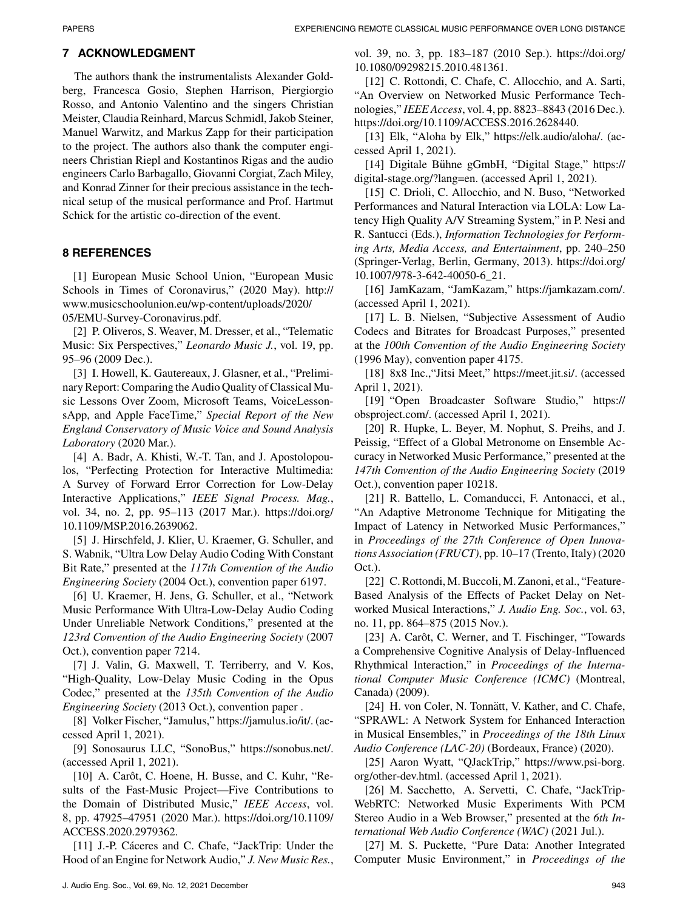## 7 ACKNOWLEDGMENT

The authors thank the instrumentalists Alexander Goldberg, Francesca Gosio, Stephen Harrison, Piergiorgio Rosso, and Antonio Valentino and the singers Christian Meister, Claudia Reinhard, Marcus Schmidl, Jakob Steiner, Manuel Warwitz, and Markus Zapp for their participation to the project. The authors also thank the computer engineers Christian Riepl and Kostantinos Rigas and the audio engineers Carlo Barbagallo, Giovanni Corgiat, Zach Miley, and Konrad Zinner for their precious assistance in the technical setup of the musical performance and Prof. Hartmut Schick for the artistic co-direction of the event.

## 8 REFERENCES

[1] European Music School Union, "European Music Schools in Times of Coronavirus," (2020 May). http://www.musicschoolunion.eu/wp-content/uploads/2020/05/EMU-Survey-Coronavirus.pdf.

[2] P. Oliveros, S. Weaver, M. Dresser, et al., "Telematic Music: Six Perspectives," *Leonardo Music J.*, vol. 19, pp. 95–96 (2009 Dec.).

[3] I. Howell, K. Gautereaux, J. Glasner, et al., "Preliminary Report: Comparing the Audio Quality of Classical Music Lessons Over Zoom, Microsoft Teams, VoiceLessonsApp, and Apple FaceTime," *Special Report of the New England Conservatory of Music Voice and Sound Analysis Laboratory* (2020 Mar.).

[4] A. Badr, A. Khisti, W.-T. Tan, and J. Apostolopoulos, "Perfecting Protection for Interactive Multimedia: A Survey of Forward Error Correction for Low-Delay Interactive Applications," *IEEE Signal Process. Mag.*, vol. 34, no. 2, pp. 95–113 (2017 Mar.). https://doi.org/10.1109/MSP.2016.2639062.

[5] J. Hirschfeld, J. Klier, U. Kraemer, G. Schuller, and S. Wabnik, "Ultra Low Delay Audio Coding With Constant Bit Rate," presented at the *117th Convention of the Audio Engineering Society* (2004 Oct.), convention paper 6197.

[6] U. Kraemer, H. Jens, G. Schuller, et al., "Network Music Performance With Ultra-Low-Delay Audio Coding Under Unreliable Network Conditions," presented at the *123rd Convention of the Audio Engineering Society* (2007 Oct.), convention paper 7214.

[7] J. Valin, G. Maxwell, T. Terriberry, and V. Kos, "High-Quality, Low-Delay Music Coding in the Opus Codec," presented at the *135th Convention of the Audio Engineering Society* (2013 Oct.), convention paper .

[8] Volker Fischer, "Jamulus," https://jamulus.io/it/. (accessed April 1, 2021).

[9] Sonosaurus LLC, "SonoBus," https://sonobus.net/. (accessed April 1, 2021).

[10] A. Carôt, C. Hoene, H. Busse, and C. Kuhr, "Results of the Fast-Music Project—Five Contributions to the Domain of Distributed Music," *IEEE Access*, vol. 8, pp. 47925–47951 (2020 Mar.). https://doi.org/10.1109/ACCESS.2020.2979362.

[11] J.-P. Cáceres and C. Chafe, "JackTrip: Under the Hood of an Engine for Network Audio," *J. New Music Res.*, vol. 39, no. 3, pp. 183–187 (2010 Sep.). https://doi.org/10.1080/09298215.2010.481361.

[12] C. Rottondi, C. Chafe, C. Allocchio, and A. Sarti, "An Overview on Networked Music Performance Technologies," *IEEE Access*, vol. 4, pp. 8823–8843 (2016 Dec.). https://doi.org/10.1109/ACCESS.2016.2628440.

[13] Elk, "Aloha by Elk," https://elk.audio/aloha/. (accessed April 1, 2021).

[14] Digitale Bühne gGmbH, "Digital Stage," https://digital-stage.org/?lang=en. (accessed April 1, 2021).

[15] C. Drioli, C. Allocchio, and N. Buso, "Networked Performances and Natural Interaction via LOLA: Low Latency High Quality A/V Streaming System," in P. Nesi and R. Santucci (Eds.), *Information Technologies for Performing Arts, Media Access, and Entertainment*, pp. 240–250 (Springer-Verlag, Berlin, Germany, 2013). https://doi.org/10.1007/978-3-642-40050-6_21.

[16] JamKazam, "JamKazam," https://jamkazam.com/. (accessed April 1, 2021).

[17] L. B. Nielsen, "Subjective Assessment of Audio Codecs and Bitrates for Broadcast Purposes," presented at the *100th Convention of the Audio Engineering Society* (1996 May), convention paper 4175.

[18] 8x8 Inc.,"Jitsi Meet," https://meet.jit.si/. (accessed April 1, 2021).

[19] "Open Broadcaster Software Studio," https://obsproject.com/. (accessed April 1, 2021).

[20] R. Hupke, L. Beyer, M. Nophut, S. Preihs, and J. Peissig, "Effect of a Global Metronome on Ensemble Accuracy in Networked Music Performance," presented at the *147th Convention of the Audio Engineering Society* (2019 Oct.), convention paper 10218.

[21] R. Battello, L. Comanducci, F. Antonacci, et al., "An Adaptive Metronome Technique for Mitigating the Impact of Latency in Networked Music Performances," in *Proceedings of the 27th Conference of Open Innovations Association (FRUCT)*, pp. 10–17 (Trento, Italy) (2020 Oct.).

[22] C. Rottondi, M. Buccoli, M. Zanoni, et al., "Feature-Based Analysis of the Effects of Packet Delay on Networked Musical Interactions," *J. Audio Eng. Soc.*, vol. 63, no. 11, pp. 864–875 (2015 Nov.).

[23] A. Carôt, C. Werner, and T. Fischinger, "Towards a Comprehensive Cognitive Analysis of Delay-Influenced Rhythmical Interaction," in *Proceedings of the International Computer Music Conference (ICMC)* (Montreal, Canada) (2009).

[24] H. von Coler, N. Tonnätt, V. Kather, and C. Chafe, "SPRAWL: A Network System for Enhanced Interaction in Musical Ensembles," in *Proceedings of the 18th Linux Audio Conference (LAC-20)* (Bordeaux, France) (2020).

[25] Aaron Wyatt, "QJackTrip," https://www.psi-borg.org/other-dev.html. (accessed April 1, 2021).

[26] M. Sacchetto, A. Servetti, C. Chafe, "JackTrip-WebRTC: Networked Music Experiments With PCM Stereo Audio in a Web Browser," presented at the *6th International Web Audio Conference (WAC)* (2021 Jul.).

[27] M. S. Puckette, "Pure Data: Another Integrated Computer Music Environment," in *Proceedings of the*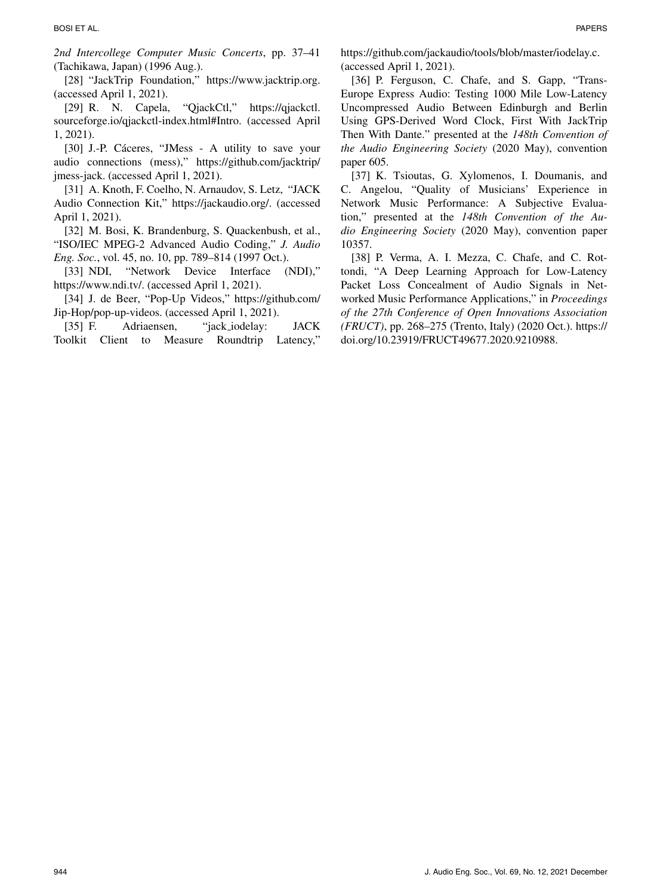*2nd Intercollege Computer Music Concerts*, pp. 37–41 (Tachikawa, Japan) (1996 Aug.).

[28] "JackTrip Foundation," https://www.jacktrip.org. (accessed April 1, 2021).

[29] R. N. Capela, "QjackCtl," https://qjackctl.sourceforge.io/qjackctl-index.html#Intro. (accessed April 1, 2021).

[30] J.-P. Cáceres, "JMess - A utility to save your audio connections (mess)," https://github.com/jacktrip/jmess-jack. (accessed April 1, 2021).

[31] A. Knoth, F. Coelho, N. Arnaudov, S. Letz, "JACK Audio Connection Kit," https://jackaudio.org/. (accessed April 1, 2021).

[32] M. Bosi, K. Brandenburg, S. Quackenbush, et al., "ISO/IEC MPEG-2 Advanced Audio Coding," *J. Audio Eng. Soc.*, vol. 45, no. 10, pp. 789–814 (1997 Oct.).

[33] NDI, "Network Device Interface (NDI)," https://www.ndi.tv/. (accessed April 1, 2021).

[34] J. de Beer, "Pop-Up Videos," https://github.com/Jip-Hop/pop-up-videos. (accessed April 1, 2021).

[35] F. Adriaensen, "jack_iodelay: JACK Toolkit Client to Measure Roundtrip Latency," https://github.com/jackaudio/tools/blob/master/iodelay.c. (accessed April 1, 2021).

[36] P. Ferguson, C. Chafe, and S. Gapp, "Trans-Europe Express Audio: Testing 1000 Mile Low-Latency Uncompressed Audio Between Edinburgh and Berlin Using GPS-Derived Word Clock, First With JackTrip Then With Dante." presented at the *148th Convention of the Audio Engineering Society* (2020 May), convention paper 605.

[37] K. Tsioutas, G. Xylomenos, I. Doumanis, and C. Angelou, "Quality of Musicians' Experience in Network Music Performance: A Subjective Evaluation," presented at the *148th Convention of the Audio Engineering Society* (2020 May), convention paper 10357.

[38] P. Verma, A. I. Mezza, C. Chafe, and C. Rottondi, "A Deep Learning Approach for Low-Latency Packet Loss Concealment of Audio Signals in Networked Music Performance Applications," in *Proceedings of the 27th Conference of Open Innovations Association (FRUCT)*, pp. 268–275 (Trento, Italy) (2020 Oct.). https://doi.org/10.23919/FRUCT49677.2020.9210988.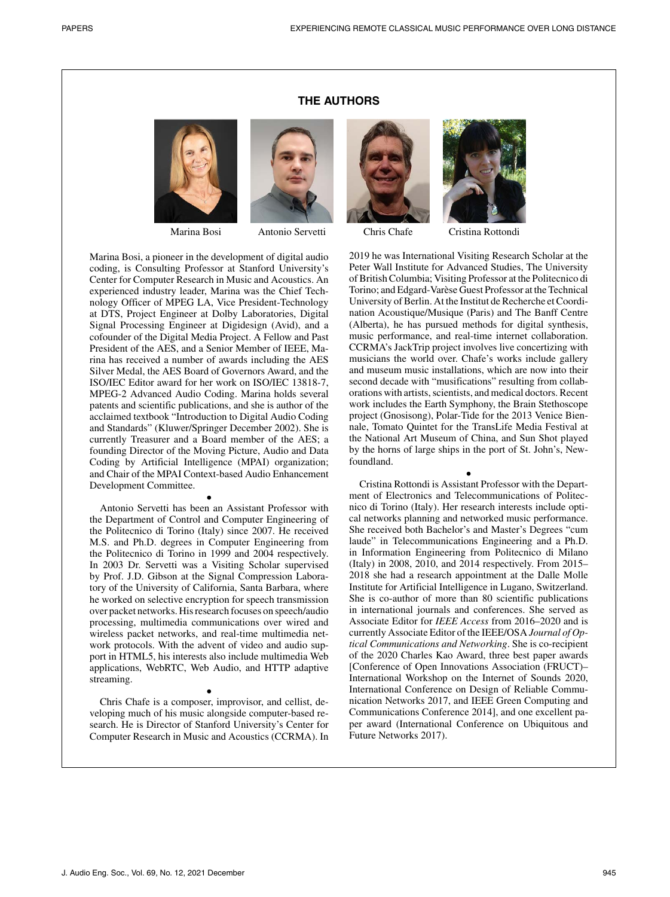## THE AUTHORS

Marina Bosi     Antonio Servetti     Chris Chafe     Cristina Rottondi

Marina Bosi, a pioneer in the development of digital audio coding, is Consulting Professor at Stanford University's Center for Computer Research in Music and Acoustics. An experienced industry leader, Marina was the Chief Technology Officer of MPEG LA, Vice President-Technology at DTS, Project Engineer at Dolby Laboratories, Digital Signal Processing Engineer at Digidesign (Avid), and a cofounder of the Digital Media Project. A Fellow and Past President of the AES, and a Senior Member of IEEE, Marina has received a number of awards including the AES Silver Medal, the AES Board of Governors Award, and the ISO/IEC Editor award for her work on ISO/IEC 13818-7, MPEG-2 Advanced Audio Coding. Marina holds several patents and scientific publications, and she is author of the acclaimed textbook "Introduction to Digital Audio Coding and Standards" (Kluwer/Springer December 2002). She is currently Treasurer and a Board member of the AES; a founding Director of the Moving Picture, Audio and Data Coding by Artificial Intelligence (MPAI) organization; and Chair of the MPAI Context-based Audio Enhancement Development Committee.

•

Antonio Servetti has been an Assistant Professor with the Department of Control and Computer Engineering of the Politecnico di Torino (Italy) since 2007. He received M.S. and Ph.D. degrees in Computer Engineering from the Politecnico di Torino in 1999 and 2004 respectively. In 2003 Dr. Servetti was a Visiting Scholar supervised by Prof. J.D. Gibson at the Signal Compression Laboratory of the University of California, Santa Barbara, where he worked on selective encryption for speech transmission over packet networks. His research focuses on speech/audio processing, multimedia communications over wired and wireless packet networks, and real-time multimedia network protocols. With the advent of video and audio support in HTML5, his interests also include multimedia Web applications, WebRTC, Web Audio, and HTTP adaptive streaming.

•

Chris Chafe is a composer, improvisor, and cellist, developing much of his music alongside computer-based research. He is Director of Stanford University's Center for Computer Research in Music and Acoustics (CCRMA). In 2019 he was International Visiting Research Scholar at the Peter Wall Institute for Advanced Studies, The University of British Columbia; Visiting Professor at the Politecnico di Torino; and Edgard-Varèse Guest Professor at the Technical University of Berlin. At the Institut de Recherche et Coordination Acoustique/Musique (Paris) and The Banff Centre (Alberta), he has pursued methods for digital synthesis, music performance, and real-time internet collaboration. CCRMA's JackTrip project involves live concertizing with musicians the world over. Chafe's works include gallery and museum music installations, which are now into their second decade with "musifications" resulting from collaborations with artists, scientists, and medical doctors. Recent work includes the Earth Symphony, the Brain Stethoscope project (Gnosisong), Polar-Tide for the 2013 Venice Biennale, Tomato Quintet for the TransLife Media Festival at the National Art Museum of China, and Sun Shot played by the horns of large ships in the port of St. John's, Newfoundland.

•

Cristina Rottondi is Assistant Professor with the Department of Electronics and Telecommunications of Politecnico di Torino (Italy). Her research interests include optical networks planning and networked music performance. She received both Bachelor's and Master's Degrees "cum laude" in Telecommunications Engineering and a Ph.D. in Information Engineering from Politecnico di Milano (Italy) in 2008, 2010, and 2014 respectively. From 2015–2018 she had a research appointment at the Dalle Molle Institute for Artificial Intelligence in Lugano, Switzerland. She is co-author of more than 80 scientific publications in international journals and conferences. She served as Associate Editor for *IEEE Access* from 2016–2020 and is currently Associate Editor of the IEEE/OSA *Journal of Optical Communications and Networking*. She is co-recipient of the 2020 Charles Kao Award, three best paper awards [Conference of Open Innovations Association (FRUCT)–International Workshop on the Internet of Sounds 2020, International Conference on Design of Reliable Communication Networks 2017, and IEEE Green Computing and Communications Conference 2014], and one excellent paper award (International Conference on Ubiquitous and Future Networks 2017).